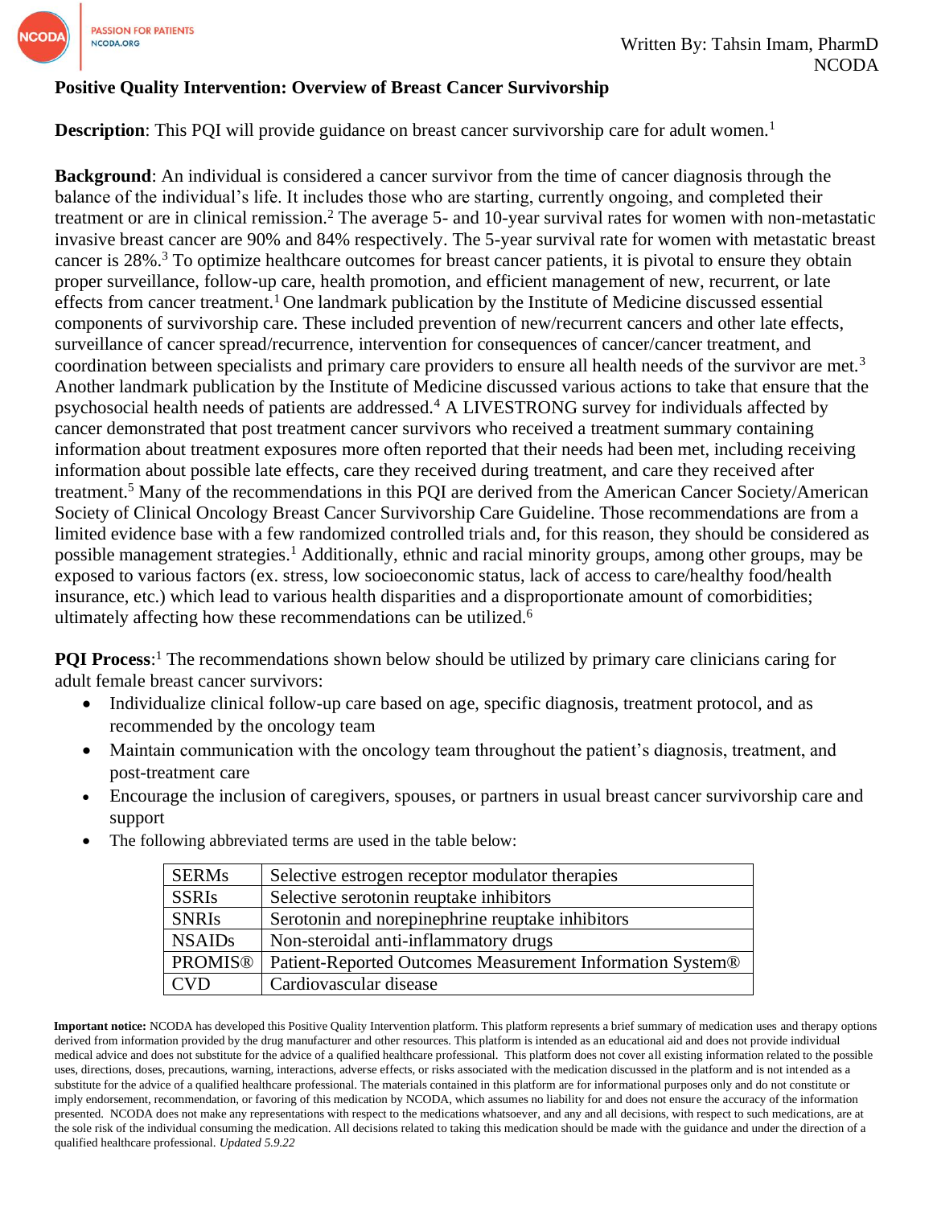Written By: Tahsin Imam, PharmD
NCODA

**Positive Quality Intervention: Overview of Breast Cancer Survivorship**

**Description**: This PQI will provide guidance on breast cancer survivorship care for adult women.[1]

**Background**: An individual is considered a cancer survivor from the time of cancer diagnosis through the balance of the individual's life. It includes those who are starting, currently ongoing, and completed their treatment or are in clinical remission.[2] The average 5- and 10-year survival rates for women with non-metastatic invasive breast cancer are 90% and 84% respectively. The 5-year survival rate for women with metastatic breast cancer is 28%.[3] To optimize healthcare outcomes for breast cancer patients, it is pivotal to ensure they obtain proper surveillance, follow-up care, health promotion, and efficient management of new, recurrent, or late effects from cancer treatment.[1] One landmark publication by the Institute of Medicine discussed essential components of survivorship care. These included prevention of new/recurrent cancers and other late effects, surveillance of cancer spread/recurrence, intervention for consequences of cancer/cancer treatment, and coordination between specialists and primary care providers to ensure all health needs of the survivor are met.[3] Another landmark publication by the Institute of Medicine discussed various actions to take that ensure that the psychosocial health needs of patients are addressed.[4] A LIVESTRONG survey for individuals affected by cancer demonstrated that post treatment cancer survivors who received a treatment summary containing information about treatment exposures more often reported that their needs had been met, including receiving information about possible late effects, care they received during treatment, and care they received after treatment.[5] Many of the recommendations in this PQI are derived from the American Cancer Society/American Society of Clinical Oncology Breast Cancer Survivorship Care Guideline. Those recommendations are from a limited evidence base with a few randomized controlled trials and, for this reason, they should be considered as possible management strategies.[1] Additionally, ethnic and racial minority groups, among other groups, may be exposed to various factors (ex. stress, low socioeconomic status, lack of access to care/healthy food/health insurance, etc.) which lead to various health disparities and a disproportionate amount of comorbidities; ultimately affecting how these recommendations can be utilized.[6]

**PQI Process**:[1] The recommendations shown below should be utilized by primary care clinicians caring for adult female breast cancer survivors:

- Individualize clinical follow-up care based on age, specific diagnosis, treatment protocol, and as recommended by the oncology team
- Maintain communication with the oncology team throughout the patient's diagnosis, treatment, and post-treatment care
- Encourage the inclusion of caregivers, spouses, or partners in usual breast cancer survivorship care and support
- The following abbreviated terms are used in the table below:

| | |
|---|---|
| SERMs | Selective estrogen receptor modulator therapies |
| SSRIs | Selective serotonin reuptake inhibitors |
| SNRIs | Serotonin and norepinephrine reuptake inhibitors |
| NSAIDs | Non-steroidal anti-inflammatory drugs |
| PROMIS® | Patient-Reported Outcomes Measurement Information System® |
| CVD | Cardiovascular disease |

**Important notice:** NCODA has developed this Positive Quality Intervention platform. This platform represents a brief summary of medication uses and therapy options derived from information provided by the drug manufacturer and other resources. This platform is intended as an educational aid and does not provide individual medical advice and does not substitute for the advice of a qualified healthcare professional. This platform does not cover all existing information related to the possible uses, directions, doses, precautions, warning, interactions, adverse effects, or risks associated with the medication discussed in the platform and is not intended as a substitute for the advice of a qualified healthcare professional. The materials contained in this platform are for informational purposes only and do not constitute or imply endorsement, recommendation, or favoring of this medication by NCODA, which assumes no liability for and does not ensure the accuracy of the information presented. NCODA does not make any representations with respect to the medications whatsoever, and any and all decisions, with respect to such medications, are at the sole risk of the individual consuming the medication. All decisions related to taking this medication should be made with the guidance and under the direction of a qualified healthcare professional. *Updated 5.9.22*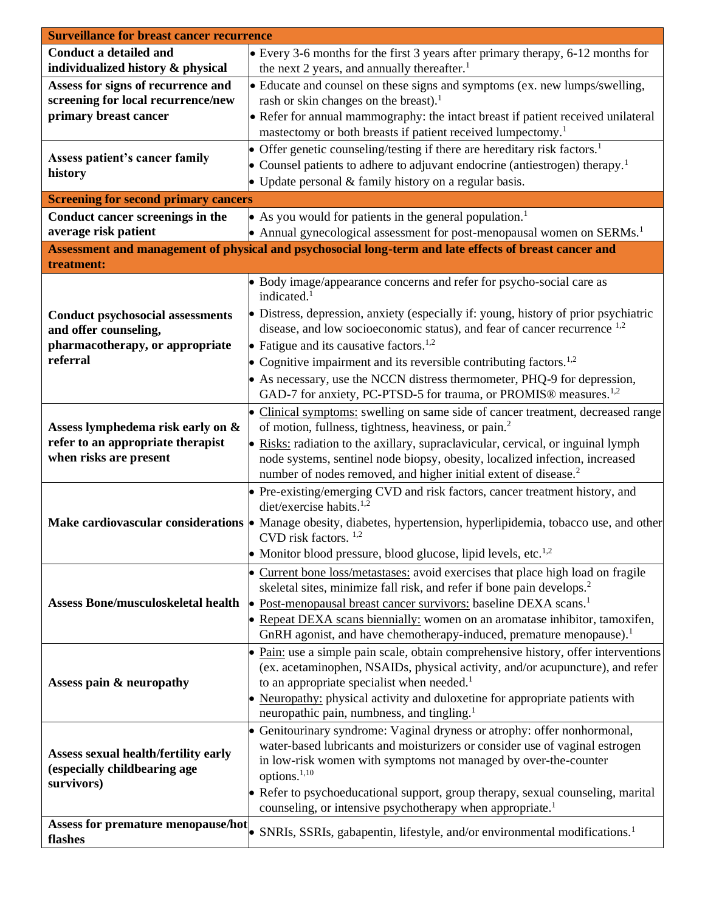| Surveillance for breast cancer recurrence | |
|---|---|
| **Conduct a detailed and individualized history & physical** | • Every 3-6 months for the first 3 years after primary therapy, 6-12 months for the next 2 years, and annually thereafter.[1] |
| **Assess for signs of recurrence and screening for local recurrence/new primary breast cancer** | • Educate and counsel on these signs and symptoms (ex. new lumps/swelling, rash or skin changes on the breast).[1] <br> • Refer for annual mammography: the intact breast if patient received unilateral mastectomy or both breasts if patient received lumpectomy.[1] |
| **Assess patient's cancer family history** | • Offer genetic counseling/testing if there are hereditary risk factors.[1] <br> • Counsel patients to adhere to adjuvant endocrine (antiestrogen) therapy.[1] <br> • Update personal & family history on a regular basis. |
| **Screening for second primary cancers** | |
| **Conduct cancer screenings in the average risk patient** | • As you would for patients in the general population.[1] <br> • Annual gynecological assessment for post-menopausal women on SERMs.[1] |
| **Assessment and management of physical and psychosocial long-term and late effects of breast cancer and treatment:** | |
| **Conduct psychosocial assessments and offer counseling, pharmacotherapy, or appropriate referral** | • Body image/appearance concerns and refer for psycho-social care as indicated.[1] <br> • Distress, depression, anxiety (especially if: young, history of prior psychiatric disease, and low socioeconomic status), and fear of cancer recurrence [1,2] <br> • Fatigue and its causative factors.[1,2] <br> • Cognitive impairment and its reversible contributing factors.[1,2] <br> • As necessary, use the NCCN distress thermometer, PHQ-9 for depression, GAD-7 for anxiety, PC-PTSD-5 for trauma, or PROMIS® measures.[1,2] |
| **Assess lymphedema risk early on & refer to an appropriate therapist when risks are present** | • Clinical symptoms: swelling on same side of cancer treatment, decreased range of motion, fullness, tightness, heaviness, or pain.[2] <br> • Risks: radiation to the axillary, supraclavicular, cervical, or inguinal lymph node systems, sentinel node biopsy, obesity, localized infection, increased number of nodes removed, and higher initial extent of disease.[2] |
| **Make cardiovascular considerations** | • Pre-existing/emerging CVD and risk factors, cancer treatment history, and diet/exercise habits.[1,2] <br> • Manage obesity, diabetes, hypertension, hyperlipidemia, tobacco use, and other CVD risk factors. [1,2] <br> • Monitor blood pressure, blood glucose, lipid levels, etc.[1,2] |
| **Assess Bone/musculoskeletal health** | • Current bone loss/metastases: avoid exercises that place high load on fragile skeletal sites, minimize fall risk, and refer if bone pain develops.[2] <br> • Post-menopausal breast cancer survivors: baseline DEXA scans.[1] <br> • Repeat DEXA scans biennially: women on an aromatase inhibitor, tamoxifen, GnRH agonist, and have chemotherapy-induced, premature menopause).[1] |
| **Assess pain & neuropathy** | • Pain: use a simple pain scale, obtain comprehensive history, offer interventions (ex. acetaminophen, NSAIDs, physical activity, and/or acupuncture), and refer to an appropriate specialist when needed.[1] <br> • Neuropathy: physical activity and duloxetine for appropriate patients with neuropathic pain, numbness, and tingling.[1] |
| **Assess sexual health/fertility early (especially childbearing age survivors)** | • Genitourinary syndrome: Vaginal dryness or atrophy: offer nonhormonal, water-based lubricants and moisturizers or consider use of vaginal estrogen in low-risk women with symptoms not managed by over-the-counter options.[1,10] <br> • Refer to psychoeducational support, group therapy, sexual counseling, marital counseling, or intensive psychotherapy when appropriate.[1] |
| **Assess for premature menopause/hot flashes** | • SNRIs, SSRIs, gabapentin, lifestyle, and/or environmental modifications.[1] |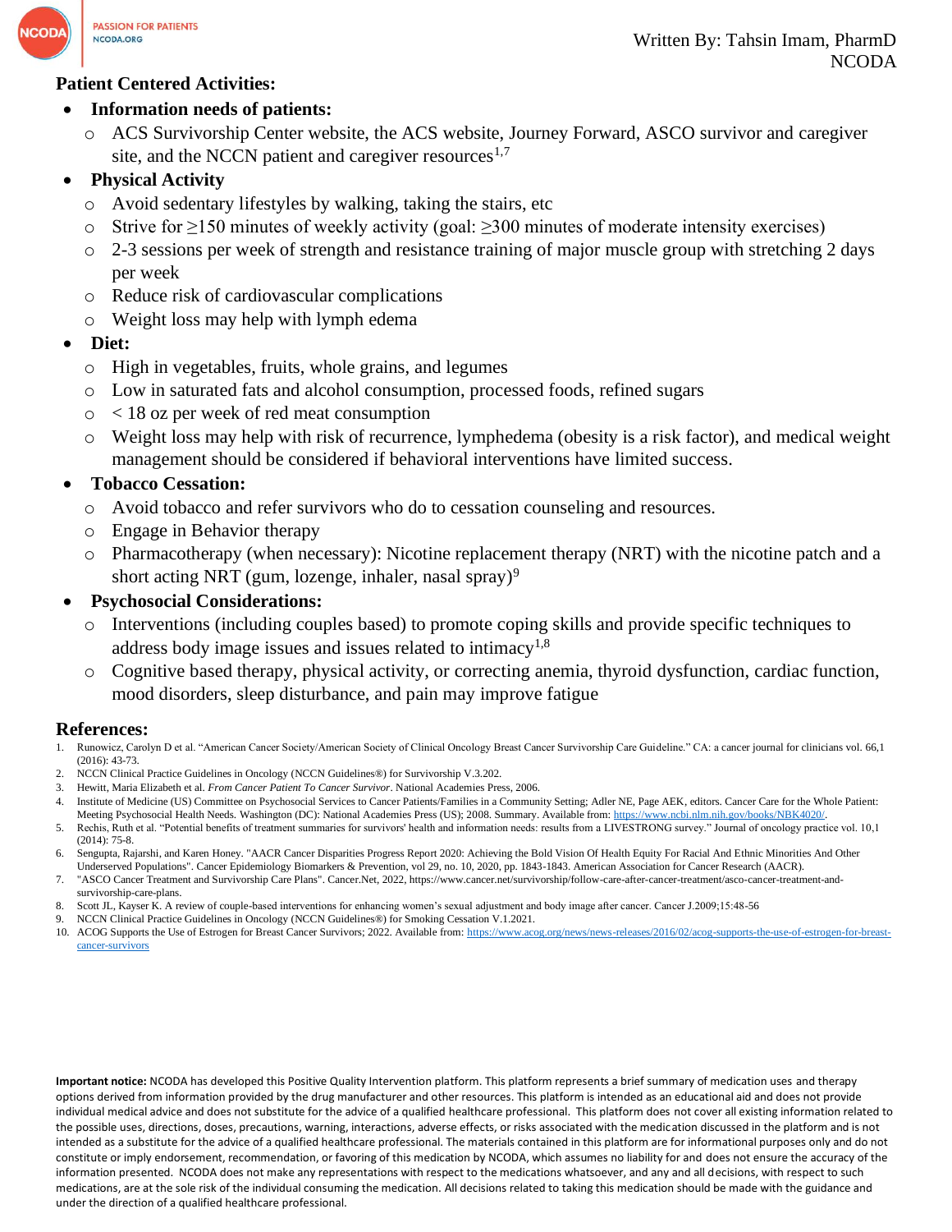**Patient Centered Activities:**

- **Information needs of patients:**
  - ACS Survivorship Center website, the ACS website, Journey Forward, ASCO survivor and caregiver site, and the NCCN patient and caregiver resources[1,7]
- **Physical Activity**
  - Avoid sedentary lifestyles by walking, taking the stairs, etc
  - Strive for ≥150 minutes of weekly activity (goal: ≥300 minutes of moderate intensity exercises)
  - 2-3 sessions per week of strength and resistance training of major muscle group with stretching 2 days per week
  - Reduce risk of cardiovascular complications
  - Weight loss may help with lymph edema
- **Diet:**
  - High in vegetables, fruits, whole grains, and legumes
  - Low in saturated fats and alcohol consumption, processed foods, refined sugars
  - < 18 oz per week of red meat consumption
  - Weight loss may help with risk of recurrence, lymphedema (obesity is a risk factor), and medical weight management should be considered if behavioral interventions have limited success.
- **Tobacco Cessation:**
  - Avoid tobacco and refer survivors who do to cessation counseling and resources.
  - Engage in Behavior therapy
  - Pharmacotherapy (when necessary): Nicotine replacement therapy (NRT) with the nicotine patch and a short acting NRT (gum, lozenge, inhaler, nasal spray)[9]
- **Psychosocial Considerations:**
  - Interventions (including couples based) to promote coping skills and provide specific techniques to address body image issues and issues related to intimacy[1,8]
  - Cognitive based therapy, physical activity, or correcting anemia, thyroid dysfunction, cardiac function, mood disorders, sleep disturbance, and pain may improve fatigue

**References:**

1. Runowicz, Carolyn D et al. "American Cancer Society/American Society of Clinical Oncology Breast Cancer Survivorship Care Guideline." CA: a cancer journal for clinicians vol. 66,1 (2016): 43-73.
2. NCCN Clinical Practice Guidelines in Oncology (NCCN Guidelines®) for Survivorship V.3.202.
3. Hewitt, Maria Elizabeth et al. *From Cancer Patient To Cancer Survivor*. National Academies Press, 2006.
4. Institute of Medicine (US) Committee on Psychosocial Services to Cancer Patients/Families in a Community Setting; Adler NE, Page AEK, editors. Cancer Care for the Whole Patient: Meeting Psychosocial Health Needs. Washington (DC): National Academies Press (US); 2008. Summary. Available from: https://www.ncbi.nlm.nih.gov/books/NBK4020/.
5. Rechis, Ruth et al. "Potential benefits of treatment summaries for survivors' health and information needs: results from a LIVESTRONG survey." Journal of oncology practice vol. 10,1 (2014): 75-8.
6. Sengupta, Rajarshi, and Karen Honey. "AACR Cancer Disparities Progress Report 2020: Achieving the Bold Vision Of Health Equity For Racial And Ethnic Minorities And Other Underserved Populations". Cancer Epidemiology Biomarkers & Prevention, vol 29, no. 10, 2020, pp. 1843-1843. American Association for Cancer Research (AACR).
7. "ASCO Cancer Treatment and Survivorship Care Plans". Cancer.Net, 2022, https://www.cancer.net/survivorship/follow-care-after-cancer-treatment/asco-cancer-treatment-and-survivorship-care-plans.
8. Scott JL, Kayser K. A review of couple-based interventions for enhancing women's sexual adjustment and body image after cancer. Cancer J.2009;15:48-56
9. NCCN Clinical Practice Guidelines in Oncology (NCCN Guidelines®) for Smoking Cessation V.1.2021.
10. ACOG Supports the Use of Estrogen for Breast Cancer Survivors; 2022. Available from: https://www.acog.org/news/news-releases/2016/02/acog-supports-the-use-of-estrogen-for-breast-cancer-survivors

**Important notice:** NCODA has developed this Positive Quality Intervention platform. This platform represents a brief summary of medication uses and therapy options derived from information provided by the drug manufacturer and other resources. This platform is intended as an educational aid and does not provide individual medical advice and does not substitute for the advice of a qualified healthcare professional. This platform does not cover all existing information related to the possible uses, directions, doses, precautions, warning, interactions, adverse effects, or risks associated with the medication discussed in the platform and is not intended as a substitute for the advice of a qualified healthcare professional. The materials contained in this platform are for informational purposes only and do not constitute or imply endorsement, recommendation, or favoring of this medication by NCODA, which assumes no liability for and does not ensure the accuracy of the information presented. NCODA does not make any representations with respect to the medications whatsoever, and any and all decisions, with respect to such medications, are at the sole risk of the individual consuming the medication. All decisions related to taking this medication should be made with the guidance and under the direction of a qualified healthcare professional.